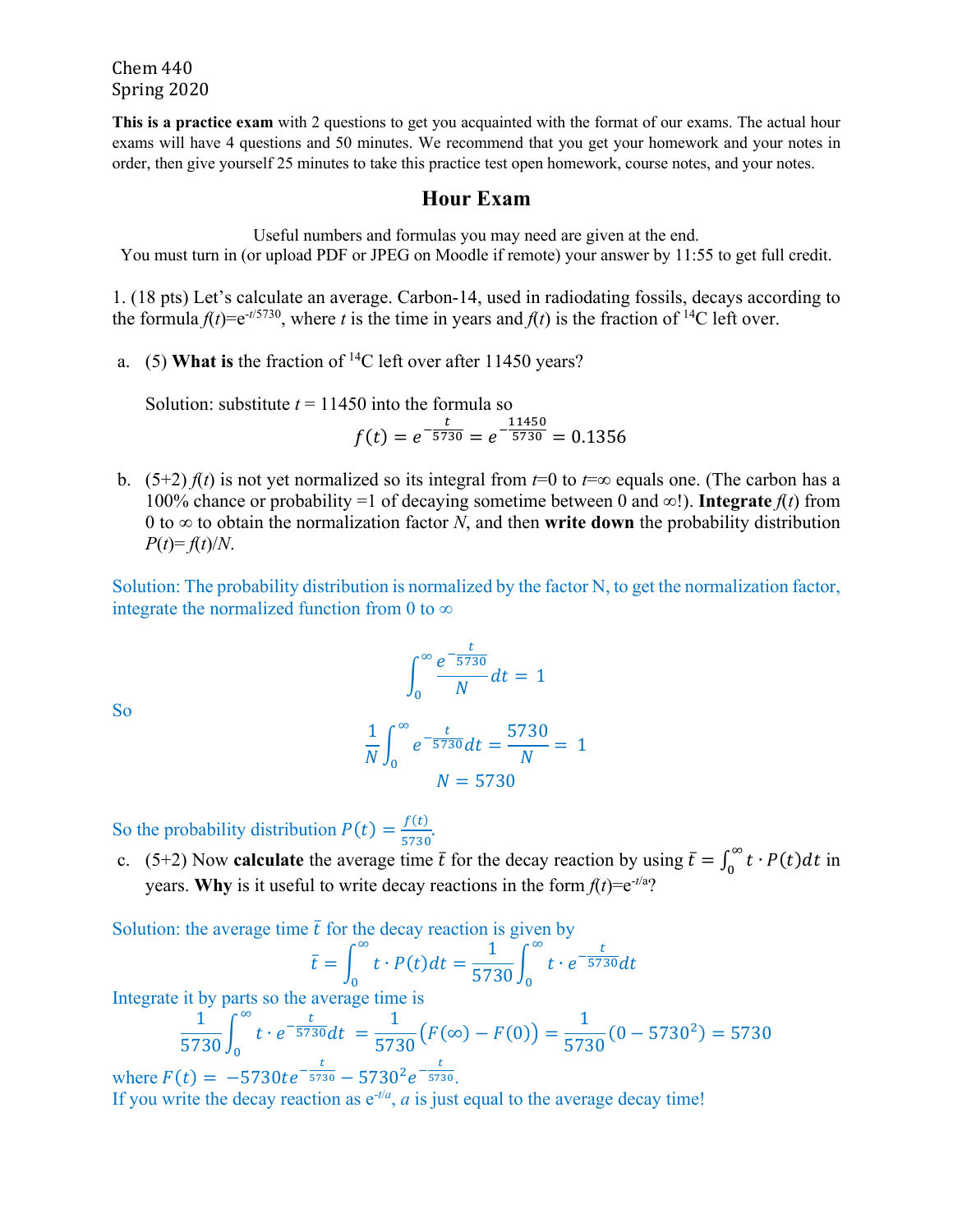Chem 440
Spring 2020

**This is a practice exam** with 2 questions to get you acquainted with the format of our exams. The actual hour exams will have 4 questions and 50 minutes. We recommend that you get your homework and your notes in order, then give yourself 25 minutes to take this practice test open homework, course notes, and your notes.

## Hour Exam

Useful numbers and formulas you may need are given at the end.
You must turn in (or upload PDF or JPEG on Moodle if remote) your answer by 11:55 to get full credit.

1. (18 pts) Let's calculate an average. Carbon-14, used in radiodating fossils, decays according to the formula $f(t)=e^{-t/5730}$, where $t$ is the time in years and $f(t)$ is the fraction of $^{14}C$ left over.

a. (5) **What is** the fraction of $^{14}C$ left over after 11450 years?

Solution: substitute $t = 11450$ into the formula so

$$f(t) = e^{-\frac{t}{5730}} = e^{-\frac{11450}{5730}} = 0.1356$$

b. (5+2) $f(t)$ is not yet normalized so its integral from $t$=0 to $t$=∞ equals one. (The carbon has a 100% chance or probability =1 of decaying sometime between 0 and ∞!). **Integrate** $f(t)$ from 0 to ∞ to obtain the normalization factor $N$, and then **write down** the probability distribution $P(t)= f(t)/N$.

Solution: The probability distribution is normalized by the factor N, to get the normalization factor, integrate the normalized function from 0 to ∞

$$\int_0^\infty \frac{e^{-\frac{t}{5730}}}{N} dt = 1$$

So

$$\frac{1}{N}\int_0^\infty e^{-\frac{t}{5730}} dt = \frac{5730}{N} = 1$$

$$N = 5730$$

So the probability distribution $P(t) = \frac{f(t)}{5730}$.

c. (5+2) Now **calculate** the average time $\bar{t}$ for the decay reaction by using $\bar{t} = \int_0^\infty t \cdot P(t) dt$ in years. **Why** is it useful to write decay reactions in the form $f(t)=e^{-t/a}$?

Solution: the average time $\bar{t}$ for the decay reaction is given by

$$\bar{t} = \int_0^\infty t \cdot P(t) dt = \frac{1}{5730}\int_0^\infty t \cdot e^{-\frac{t}{5730}} dt$$

Integrate it by parts so the average time is

$$\frac{1}{5730}\int_0^\infty t \cdot e^{-\frac{t}{5730}} dt = \frac{1}{5730}\left(F(\infty) - F(0)\right) = \frac{1}{5730}(0 - 5730^2) = 5730$$

where $F(t) = -5730te^{-\frac{t}{5730}} - 5730^2 e^{-\frac{t}{5730}}$.

If you write the decay reaction as $e^{-t/a}$, $a$ is just equal to the average decay time!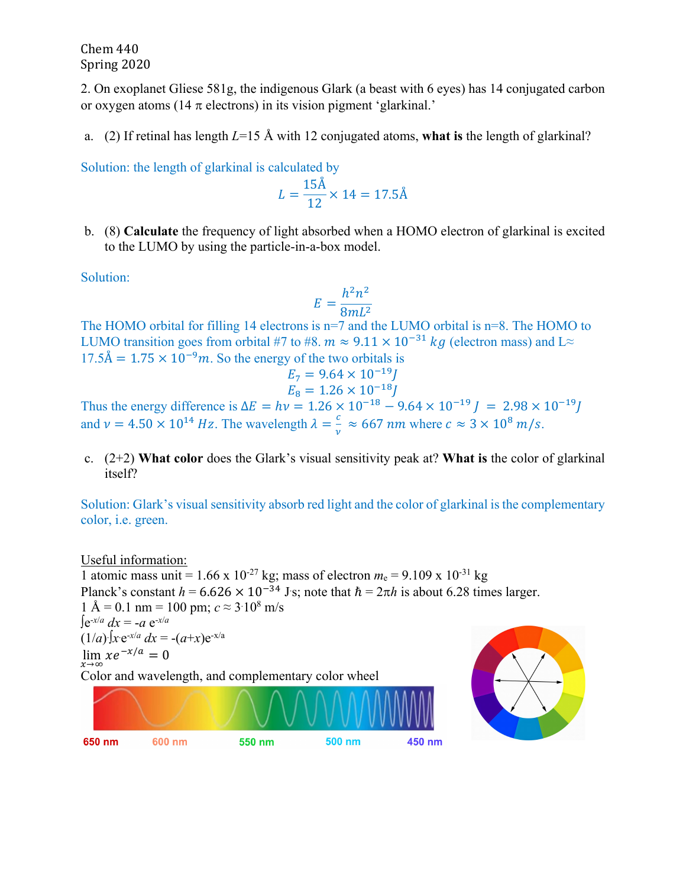Chem 440
Spring 2020

2. On exoplanet Gliese 581g, the indigenous Glark (a beast with 6 eyes) has 14 conjugated carbon or oxygen atoms (14 $\pi$ electrons) in its vision pigment 'glarkinal.'

a. (2) If retinal has length $L$=15 Å with 12 conjugated atoms, **what is** the length of glarkinal?

Solution: the length of glarkinal is calculated by

$$L = \frac{15\text{Å}}{12} \times 14 = 17.5\text{Å}$$

b. (8) **Calculate** the frequency of light absorbed when a HOMO electron of glarkinal is excited to the LUMO by using the particle-in-a-box model.

Solution:

$$E = \frac{h^2 n^2}{8mL^2}$$

The HOMO orbital for filling 14 electrons is n=7 and the LUMO orbital is n=8. The HOMO to LUMO transition goes from orbital #7 to #8. $m \approx 9.11 \times 10^{-31}\ kg$ (electron mass) and L≈ $17.5\text{Å} = 1.75 \times 10^{-9} m$. So the energy of the two orbitals is

$$E_7 = 9.64 \times 10^{-19} J$$
$$E_8 = 1.26 \times 10^{-18} J$$

Thus the energy difference is $\Delta E = h\nu = 1.26 \times 10^{-18} - 9.64 \times 10^{-19}\ J\ =\ 2.98 \times 10^{-19} J$ and $\nu = 4.50 \times 10^{14}\ Hz$. The wavelength $\lambda = \frac{c}{\nu} \approx 667\ nm$ where $c \approx 3 \times 10^8\ m/s$.

c. (2+2) **What color** does the Glark's visual sensitivity peak at? **What is** the color of glarkinal itself?

Solution: Glark's visual sensitivity absorb red light and the color of glarkinal is the complementary color, i.e. green.

Useful information:

1 atomic mass unit = 1.66 x $10^{-27}$ kg; mass of electron $m_e$ = 9.109 x $10^{-31}$ kg

Planck's constant $h = 6.626 \times 10^{-34}$ J·s; note that $\hbar = 2\pi h$ is about 6.28 times larger.

1 Å = 0.1 nm = 100 pm; $c \approx 3 \cdot 10^8$ m/s

$\int e^{-x/a}\, dx = -a\, e^{-x/a}$

$(1/a) \cdot \int x \cdot e^{-x/a}\, dx = -(a+x)e^{-x/a}$

$\lim_{x\to\infty} xe^{-x/a} = 0$

Color and wavelength, and complementary color wheel

650 nm
600 nm
550 nm
500 nm
450 nm